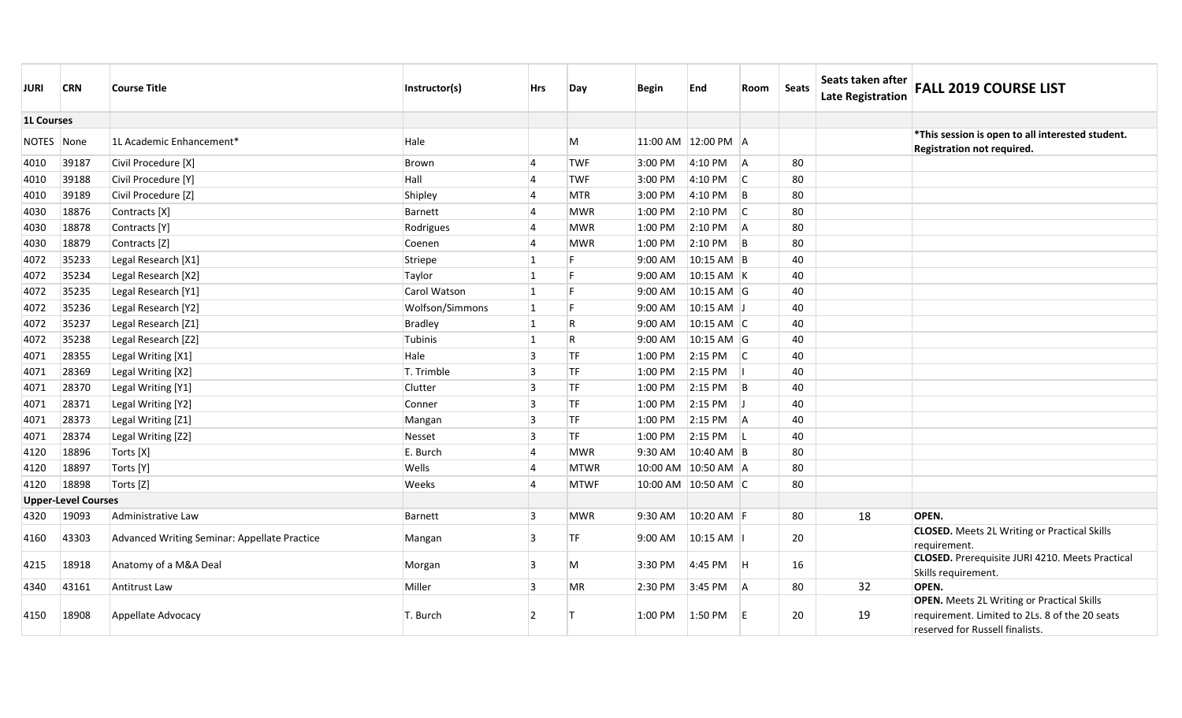| JURI | CRN | Course Title | Instructor(s) | Hrs | Day | Begin | End | Room | Seats | Seats taken after Late Registration | FALL 2019 COURSE LIST |
|---|---|---|---|---|---|---|---|---|---|---|---|
| **1L Courses** | | | | | | | | | | | |
| NOTES | None | 1L Academic Enhancement* | Hale | | M | 11:00 AM | 12:00 PM | A | | | ***This session is open to all interested student. Registration not required.** |
| 4010 | 39187 | Civil Procedure [X] | Brown | 4 | TWF | 3:00 PM | 4:10 PM | A | 80 | | |
| 4010 | 39188 | Civil Procedure [Y] | Hall | 4 | TWF | 3:00 PM | 4:10 PM | C | 80 | | |
| 4010 | 39189 | Civil Procedure [Z] | Shipley | 4 | MTR | 3:00 PM | 4:10 PM | B | 80 | | |
| 4030 | 18876 | Contracts [X] | Barnett | 4 | MWR | 1:00 PM | 2:10 PM | C | 80 | | |
| 4030 | 18878 | Contracts [Y] | Rodrigues | 4 | MWR | 1:00 PM | 2:10 PM | A | 80 | | |
| 4030 | 18879 | Contracts [Z] | Coenen | 4 | MWR | 1:00 PM | 2:10 PM | B | 80 | | |
| 4072 | 35233 | Legal Research [X1] | Striepe | 1 | F | 9:00 AM | 10:15 AM | B | 40 | | |
| 4072 | 35234 | Legal Research [X2] | Taylor | 1 | F | 9:00 AM | 10:15 AM | K | 40 | | |
| 4072 | 35235 | Legal Research [Y1] | Carol Watson | 1 | F | 9:00 AM | 10:15 AM | G | 40 | | |
| 4072 | 35236 | Legal Research [Y2] | Wolfson/Simmons | 1 | F | 9:00 AM | 10:15 AM | J | 40 | | |
| 4072 | 35237 | Legal Research [Z1] | Bradley | 1 | R | 9:00 AM | 10:15 AM | C | 40 | | |
| 4072 | 35238 | Legal Research [Z2] | Tubinis | 1 | R | 9:00 AM | 10:15 AM | G | 40 | | |
| 4071 | 28355 | Legal Writing [X1] | Hale | 3 | TF | 1:00 PM | 2:15 PM | C | 40 | | |
| 4071 | 28369 | Legal Writing [X2] | T. Trimble | 3 | TF | 1:00 PM | 2:15 PM | I | 40 | | |
| 4071 | 28370 | Legal Writing [Y1] | Clutter | 3 | TF | 1:00 PM | 2:15 PM | B | 40 | | |
| 4071 | 28371 | Legal Writing [Y2] | Conner | 3 | TF | 1:00 PM | 2:15 PM | J | 40 | | |
| 4071 | 28373 | Legal Writing [Z1] | Mangan | 3 | TF | 1:00 PM | 2:15 PM | A | 40 | | |
| 4071 | 28374 | Legal Writing [Z2] | Nesset | 3 | TF | 1:00 PM | 2:15 PM | L | 40 | | |
| 4120 | 18896 | Torts [X] | E. Burch | 4 | MWR | 9:30 AM | 10:40 AM | B | 80 | | |
| 4120 | 18897 | Torts [Y] | Wells | 4 | MTWR | 10:00 AM | 10:50 AM | A | 80 | | |
| 4120 | 18898 | Torts [Z] | Weeks | 4 | MTWF | 10:00 AM | 10:50 AM | C | 80 | | |
| **Upper-Level Courses** | | | | | | | | | | | |
| 4320 | 19093 | Administrative Law | Barnett | 3 | MWR | 9:30 AM | 10:20 AM | F | 80 | 18 | **OPEN.** |
| 4160 | 43303 | Advanced Writing Seminar: Appellate Practice | Mangan | 3 | TF | 9:00 AM | 10:15 AM | I | 20 | | **CLOSED.** Meets 2L Writing or Practical Skills requirement. |
| 4215 | 18918 | Anatomy of a M&A Deal | Morgan | 3 | M | 3:30 PM | 4:45 PM | H | 16 | | **CLOSED.** Prerequisite JURI 4210. Meets Practical Skills requirement. |
| 4340 | 43161 | Antitrust Law | Miller | 3 | MR | 2:30 PM | 3:45 PM | A | 80 | 32 | **OPEN.** |
| 4150 | 18908 | Appellate Advocacy | T. Burch | 2 | T | 1:00 PM | 1:50 PM | E | 20 | 19 | **OPEN.** Meets 2L Writing or Practical Skills requirement. Limited to 2Ls. 8 of the 20 seats reserved for Russell finalists. |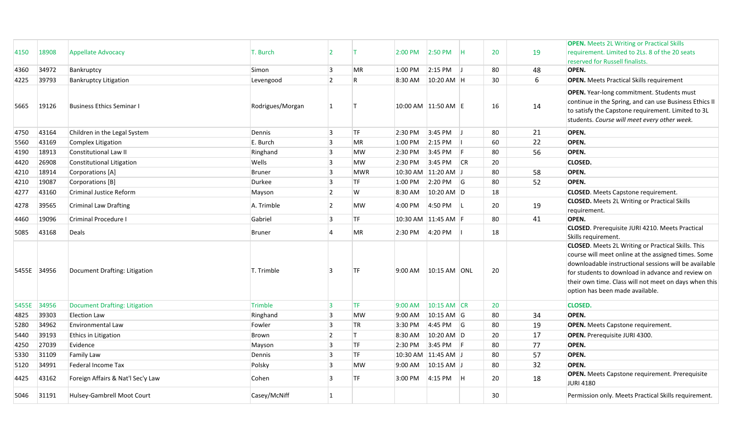| | | | | | | | | | | | |
|---|---|---|---|---|---|---|---|---|---|---|---|
| 4150 | 18908 | Appellate Advocacy | T. Burch | 2 | T | 2:00 PM | 2:50 PM | H | 20 | 19 | **OPEN.** Meets 2L Writing or Practical Skills requirement. Limited to 2Ls. 8 of the 20 seats reserved for Russell finalists. |
| 4360 | 34972 | Bankruptcy | Simon | 3 | MR | 1:00 PM | 2:15 PM | J | 80 | 48 | **OPEN.** |
| 4225 | 39793 | Bankruptcy Litigation | Levengood | 2 | R | 8:30 AM | 10:20 AM | H | 30 | 6 | **OPEN.** Meets Practical Skills requirement |
| 5665 | 19126 | Business Ethics Seminar I | Rodrigues/Morgan | 1 | T | 10:00 AM | 11:50 AM | E | 16 | 14 | **OPEN.** Year-long commitment. Students must continue in the Spring, and can use Business Ethics II to satisfy the Capstone requirement. Limited to 3L students. *Course will meet every other week.* |
| 4750 | 43164 | Children in the Legal System | Dennis | 3 | TF | 2:30 PM | 3:45 PM | J | 80 | 21 | **OPEN.** |
| 5560 | 43169 | Complex Litigation | E. Burch | 3 | MR | 1:00 PM | 2:15 PM | I | 60 | 22 | **OPEN.** |
| 4190 | 18913 | Constitutional Law II | Ringhand | 3 | MW | 2:30 PM | 3:45 PM | F | 80 | 56 | **OPEN.** |
| 4420 | 26908 | Constitutional Litigation | Wells | 3 | MW | 2:30 PM | 3:45 PM | CR | 20 | | **CLOSED.** |
| 4210 | 18914 | Corporations [A] | Bruner | 3 | MWR | 10:30 AM | 11:20 AM | J | 80 | 58 | **OPEN.** |
| 4210 | 19087 | Corporations [B] | Durkee | 3 | TF | 1:00 PM | 2:20 PM | G | 80 | 52 | **OPEN.** |
| 4277 | 43160 | Criminal Justice Reform | Mayson | 2 | W | 8:30 AM | 10:20 AM | D | 18 | | **CLOSED**. Meets Capstone requirement. |
| 4278 | 39565 | Criminal Law Drafting | A. Trimble | 2 | MW | 4:00 PM | 4:50 PM | L | 20 | 19 | **CLOSED.** Meets 2L Writing or Practical Skills requirement. |
| 4460 | 19096 | Criminal Procedure I | Gabriel | 3 | TF | 10:30 AM | 11:45 AM | F | 80 | 41 | **OPEN.** |
| 5085 | 43168 | Deals | Bruner | 4 | MR | 2:30 PM | 4:20 PM | I | 18 | | **CLOSED**. Prerequisite JURI 4210. Meets Practical Skills requirement. |
| 5455E | 34956 | Document Drafting: Litigation | T. Trimble | 3 | TF | 9:00 AM | 10:15 AM | ONL | 20 | | **CLOSED**. Meets 2L Writing or Practical Skills. This course will meet online at the assigned times. Some downloadable instructional sessions will be available for students to download in advance and review on their own time. Class will not meet on days when this option has been made available. |
| 5455E | 34956 | Document Drafting: Litigation | Trimble | 3 | TF | 9:00 AM | 10:15 AM | CR | 20 | | **CLOSED.** |
| 4825 | 39303 | Election Law | Ringhand | 3 | MW | 9:00 AM | 10:15 AM | G | 80 | 34 | **OPEN.** |
| 5280 | 34962 | Environmental Law | Fowler | 3 | TR | 3:30 PM | 4:45 PM | G | 80 | 19 | **OPEN.** Meets Capstone requirement. |
| 5440 | 39193 | Ethics in Litigation | Brown | 2 | T | 8:30 AM | 10:20 AM | D | 20 | 17 | **OPEN.** Prerequisite JURI 4300. |
| 4250 | 27039 | Evidence | Mayson | 3 | TF | 2:30 PM | 3:45 PM | F | 80 | 77 | **OPEN.** |
| 5330 | 31109 | Family Law | Dennis | 3 | TF | 10:30 AM | 11:45 AM | J | 80 | 57 | **OPEN.** |
| 5120 | 34991 | Federal Income Tax | Polsky | 3 | MW | 9:00 AM | 10:15 AM | J | 80 | 32 | **OPEN.** |
| 4425 | 43162 | Foreign Affairs & Nat'l Sec'y Law | Cohen | 3 | TF | 3:00 PM | 4:15 PM | H | 20 | 18 | **OPEN.** Meets Capstone requirement. Prerequisite JURI 4180 |
| 5046 | 31191 | Hulsey-Gambrell Moot Court | Casey/McNiff | 1 | | | | | 30 | | Permission only. Meets Practical Skills requirement. |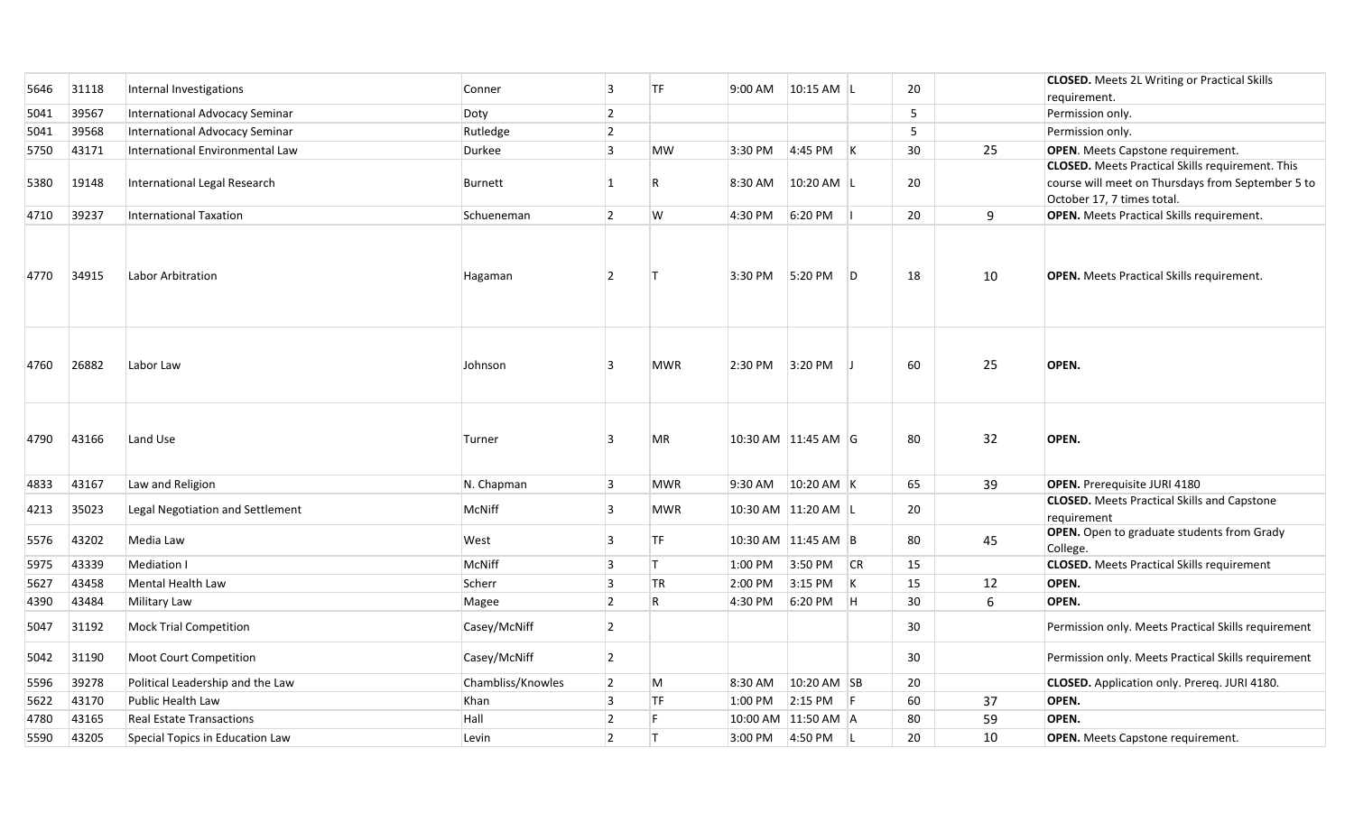| | | | | | | | | | | | |
|---|---|---|---|---|---|---|---|---|---|---|---|
| 5646 | 31118 | Internal Investigations | Conner | 3 | TF | 9:00 AM | 10:15 AM | L | 20 | | **CLOSED.** Meets 2L Writing or Practical Skills requirement. |
| 5041 | 39567 | International Advocacy Seminar | Doty | 2 | | | | | 5 | | Permission only. |
| 5041 | 39568 | International Advocacy Seminar | Rutledge | 2 | | | | | 5 | | Permission only. |
| 5750 | 43171 | International Environmental Law | Durkee | 3 | MW | 3:30 PM | 4:45 PM | K | 30 | 25 | **OPEN**. Meets Capstone requirement. |
| 5380 | 19148 | International Legal Research | Burnett | 1 | R | 8:30 AM | 10:20 AM | L | 20 | | **CLOSED.** Meets Practical Skills requirement. This course will meet on Thursdays from September 5 to October 17, 7 times total. |
| 4710 | 39237 | International Taxation | Schueneman | 2 | W | 4:30 PM | 6:20 PM | I | 20 | 9 | **OPEN.** Meets Practical Skills requirement. |
| 4770 | 34915 | Labor Arbitration | Hagaman | 2 | T | 3:30 PM | 5:20 PM | D | 18 | 10 | **OPEN.** Meets Practical Skills requirement. |
| 4760 | 26882 | Labor Law | Johnson | 3 | MWR | 2:30 PM | 3:20 PM | J | 60 | 25 | **OPEN.** |
| 4790 | 43166 | Land Use | Turner | 3 | MR | 10:30 AM | 11:45 AM | G | 80 | 32 | **OPEN.** |
| 4833 | 43167 | Law and Religion | N. Chapman | 3 | MWR | 9:30 AM | 10:20 AM | K | 65 | 39 | **OPEN.** Prerequisite JURI 4180 |
| 4213 | 35023 | Legal Negotiation and Settlement | McNiff | 3 | MWR | 10:30 AM | 11:20 AM | L | 20 | | **CLOSED.** Meets Practical Skills and Capstone requirement |
| 5576 | 43202 | Media Law | West | 3 | TF | 10:30 AM | 11:45 AM | B | 80 | 45 | **OPEN.** Open to graduate students from Grady College. |
| 5975 | 43339 | Mediation I | McNiff | 3 | T | 1:00 PM | 3:50 PM | CR | 15 | | **CLOSED.** Meets Practical Skills requirement |
| 5627 | 43458 | Mental Health Law | Scherr | 3 | TR | 2:00 PM | 3:15 PM | K | 15 | 12 | **OPEN.** |
| 4390 | 43484 | Military Law | Magee | 2 | R | 4:30 PM | 6:20 PM | H | 30 | 6 | **OPEN.** |
| 5047 | 31192 | Mock Trial Competition | Casey/McNiff | 2 | | | | | 30 | | Permission only. Meets Practical Skills requirement |
| 5042 | 31190 | Moot Court Competition | Casey/McNiff | 2 | | | | | 30 | | Permission only. Meets Practical Skills requirement |
| 5596 | 39278 | Political Leadership and the Law | Chambliss/Knowles | 2 | M | 8:30 AM | 10:20 AM | SB | 20 | | **CLOSED.** Application only. Prereq. JURI 4180. |
| 5622 | 43170 | Public Health Law | Khan | 3 | TF | 1:00 PM | 2:15 PM | F | 60 | 37 | **OPEN.** |
| 4780 | 43165 | Real Estate Transactions | Hall | 2 | F | 10:00 AM | 11:50 AM | A | 80 | 59 | **OPEN.** |
| 5590 | 43205 | Special Topics in Education Law | Levin | 2 | T | 3:00 PM | 4:50 PM | L | 20 | 10 | **OPEN.** Meets Capstone requirement. |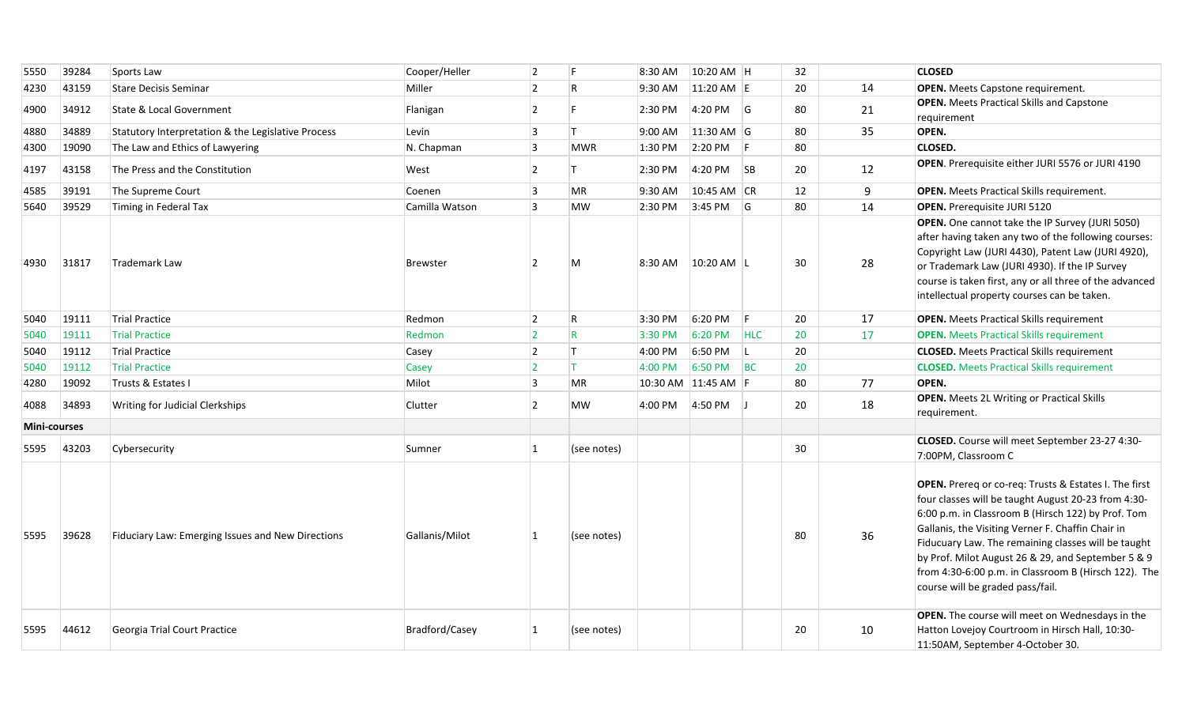| | | | | | | | | | | | |
|---|---|---|---|---|---|---|---|---|---|---|---|
| 5550 | 39284 | Sports Law | Cooper/Heller | 2 | F | 8:30 AM | 10:20 AM | H | 32 | | **CLOSED** |
| 4230 | 43159 | Stare Decisis Seminar | Miller | 2 | R | 9:30 AM | 11:20 AM | E | 20 | 14 | **OPEN.** Meets Capstone requirement. |
| 4900 | 34912 | State & Local Government | Flanigan | 2 | F | 2:30 PM | 4:20 PM | G | 80 | 21 | **OPEN.** Meets Practical Skills and Capstone requirement |
| 4880 | 34889 | Statutory Interpretation & the Legislative Process | Levin | 3 | T | 9:00 AM | 11:30 AM | G | 80 | 35 | **OPEN.** |
| 4300 | 19090 | The Law and Ethics of Lawyering | N. Chapman | 3 | MWR | 1:30 PM | 2:20 PM | F | 80 | | **CLOSED.** |
| 4197 | 43158 | The Press and the Constitution | West | 2 | T | 2:30 PM | 4:20 PM | SB | 20 | 12 | **OPEN**. Prerequisite either JURI 5576 or JURI 4190 |
| 4585 | 39191 | The Supreme Court | Coenen | 3 | MR | 9:30 AM | 10:45 AM | CR | 12 | 9 | **OPEN.** Meets Practical Skills requirement. |
| 5640 | 39529 | Timing in Federal Tax | Camilla Watson | 3 | MW | 2:30 PM | 3:45 PM | G | 80 | 14 | **OPEN.** Prerequisite JURI 5120 |
| 4930 | 31817 | Trademark Law | Brewster | 2 | M | 8:30 AM | 10:20 AM | L | 30 | 28 | **OPEN.** One cannot take the IP Survey (JURI 5050) after having taken any two of the following courses: Copyright Law (JURI 4430), Patent Law (JURI 4920), or Trademark Law (JURI 4930). If the IP Survey course is taken first, any or all three of the advanced intellectual property courses can be taken. |
| 5040 | 19111 | Trial Practice | Redmon | 2 | R | 3:30 PM | 6:20 PM | F | 20 | 17 | **OPEN.** Meets Practical Skills requirement |
| 5040 | 19111 | Trial Practice | Redmon | 2 | R | 3:30 PM | 6:20 PM | HLC | 20 | 17 | **OPEN.** Meets Practical Skills requirement |
| 5040 | 19112 | Trial Practice | Casey | 2 | T | 4:00 PM | 6:50 PM | L | 20 | | **CLOSED.** Meets Practical Skills requirement |
| 5040 | 19112 | Trial Practice | Casey | 2 | T | 4:00 PM | 6:50 PM | BC | 20 | | **CLOSED.** Meets Practical Skills requirement |
| 4280 | 19092 | Trusts & Estates I | Milot | 3 | MR | 10:30 AM | 11:45 AM | F | 80 | 77 | **OPEN.** |
| 4088 | 34893 | Writing for Judicial Clerkships | Clutter | 2 | MW | 4:00 PM | 4:50 PM | J | 20 | 18 | **OPEN.** Meets 2L Writing or Practical Skills requirement. |
| **Mini-courses** | | | | | | | | | | | |
| 5595 | 43203 | Cybersecurity | Sumner | 1 | (see notes) | | | | 30 | | **CLOSED.** Course will meet September 23-27 4:30-7:00PM, Classroom C |
| 5595 | 39628 | Fiduciary Law: Emerging Issues and New Directions | Gallanis/Milot | 1 | (see notes) | | | | 80 | 36 | **OPEN.** Prereq or co-req: Trusts & Estates I. The first four classes will be taught August 20-23 from 4:30-6:00 p.m. in Classroom B (Hirsch 122) by Prof. Tom Gallanis, the Visiting Verner F. Chaffin Chair in Fiducuary Law. The remaining classes will be taught by Prof. Milot August 26 & 29, and September 5 & 9 from 4:30-6:00 p.m. in Classroom B (Hirsch 122). The course will be graded pass/fail. |
| 5595 | 44612 | Georgia Trial Court Practice | Bradford/Casey | 1 | (see notes) | | | | 20 | 10 | **OPEN.** The course will meet on Wednesdays in the Hatton Lovejoy Courtroom in Hirsch Hall, 10:30-11:50AM, September 4-October 30. |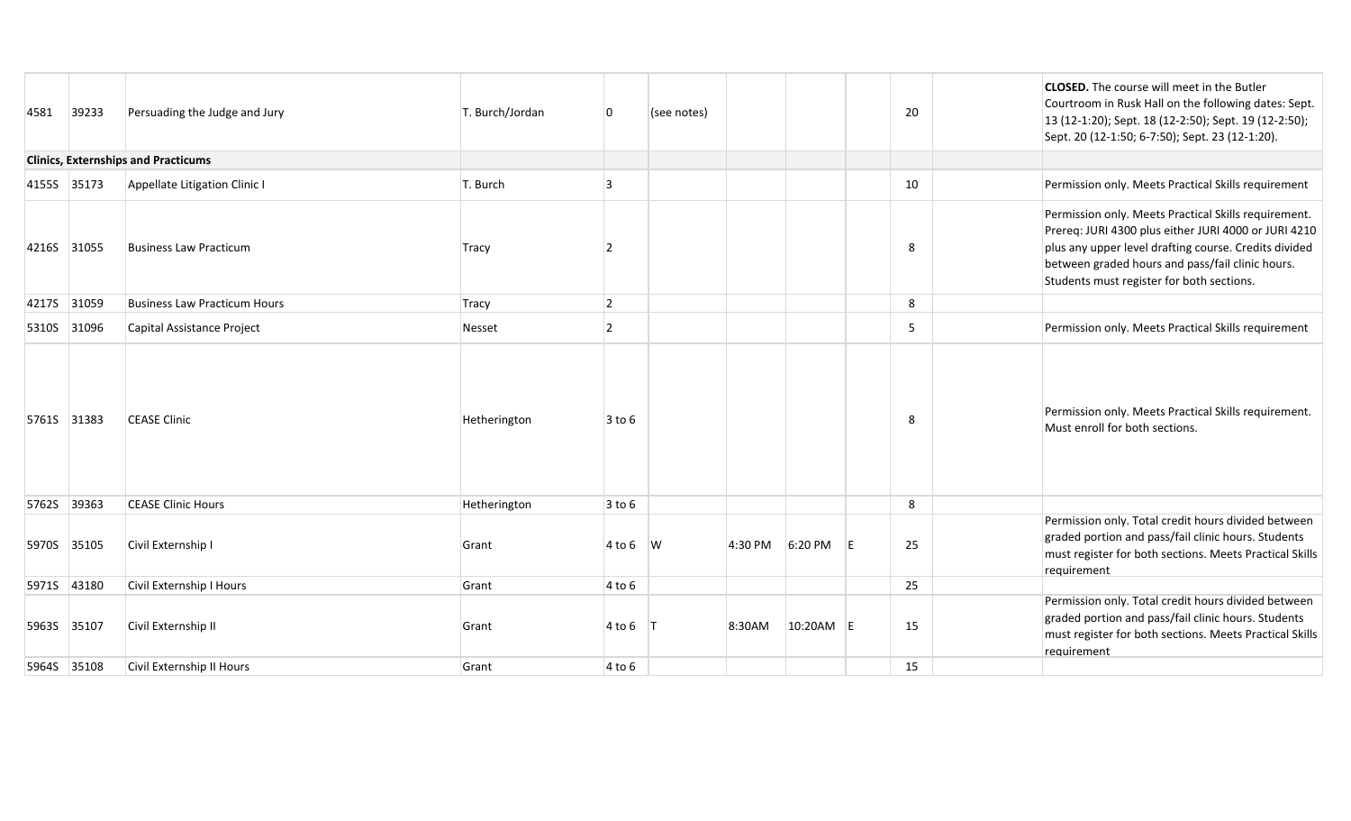| | | | | | | | | | | | |
|---|---|---|---|---|---|---|---|---|---|---|---|
| 4581 | 39233 | Persuading the Judge and Jury | T. Burch/Jordan | 0 | (see notes) | | | | 20 | | **CLOSED.** The course will meet in the Butler Courtroom in Rusk Hall on the following dates: Sept. 13 (12-1:20); Sept. 18 (12-2:50); Sept. 19 (12-2:50); Sept. 20 (12-1:50; 6-7:50); Sept. 23 (12-1:20). |
| **Clinics, Externships and Practicums** | | | | | | | | | | | |
| 4155S | 35173 | Appellate Litigation Clinic I | T. Burch | 3 | | | | | 10 | | Permission only. Meets Practical Skills requirement |
| 4216S | 31055 | Business Law Practicum | Tracy | 2 | | | | | 8 | | Permission only. Meets Practical Skills requirement. Prereq: JURI 4300 plus either JURI 4000 or JURI 4210 plus any upper level drafting course. Credits divided between graded hours and pass/fail clinic hours. Students must register for both sections. |
| 4217S | 31059 | Business Law Practicum Hours | Tracy | 2 | | | | | 8 | | |
| 5310S | 31096 | Capital Assistance Project | Nesset | 2 | | | | | 5 | | Permission only. Meets Practical Skills requirement |
| 5761S | 31383 | CEASE Clinic | Hetherington | 3 to 6 | | | | | 8 | | Permission only. Meets Practical Skills requirement. Must enroll for both sections. |
| 5762S | 39363 | CEASE Clinic Hours | Hetherington | 3 to 6 | | | | | 8 | | |
| 5970S | 35105 | Civil Externship I | Grant | 4 to 6 | W | 4:30 PM | 6:20 PM | E | 25 | | Permission only. Total credit hours divided between graded portion and pass/fail clinic hours. Students must register for both sections. Meets Practical Skills requirement |
| 5971S | 43180 | Civil Externship I Hours | Grant | 4 to 6 | | | | | 25 | | |
| 5963S | 35107 | Civil Externship II | Grant | 4 to 6 | T | 8:30AM | 10:20AM | E | 15 | | Permission only. Total credit hours divided between graded portion and pass/fail clinic hours. Students must register for both sections. Meets Practical Skills requirement |
| 5964S | 35108 | Civil Externship II Hours | Grant | 4 to 6 | | | | | 15 | | |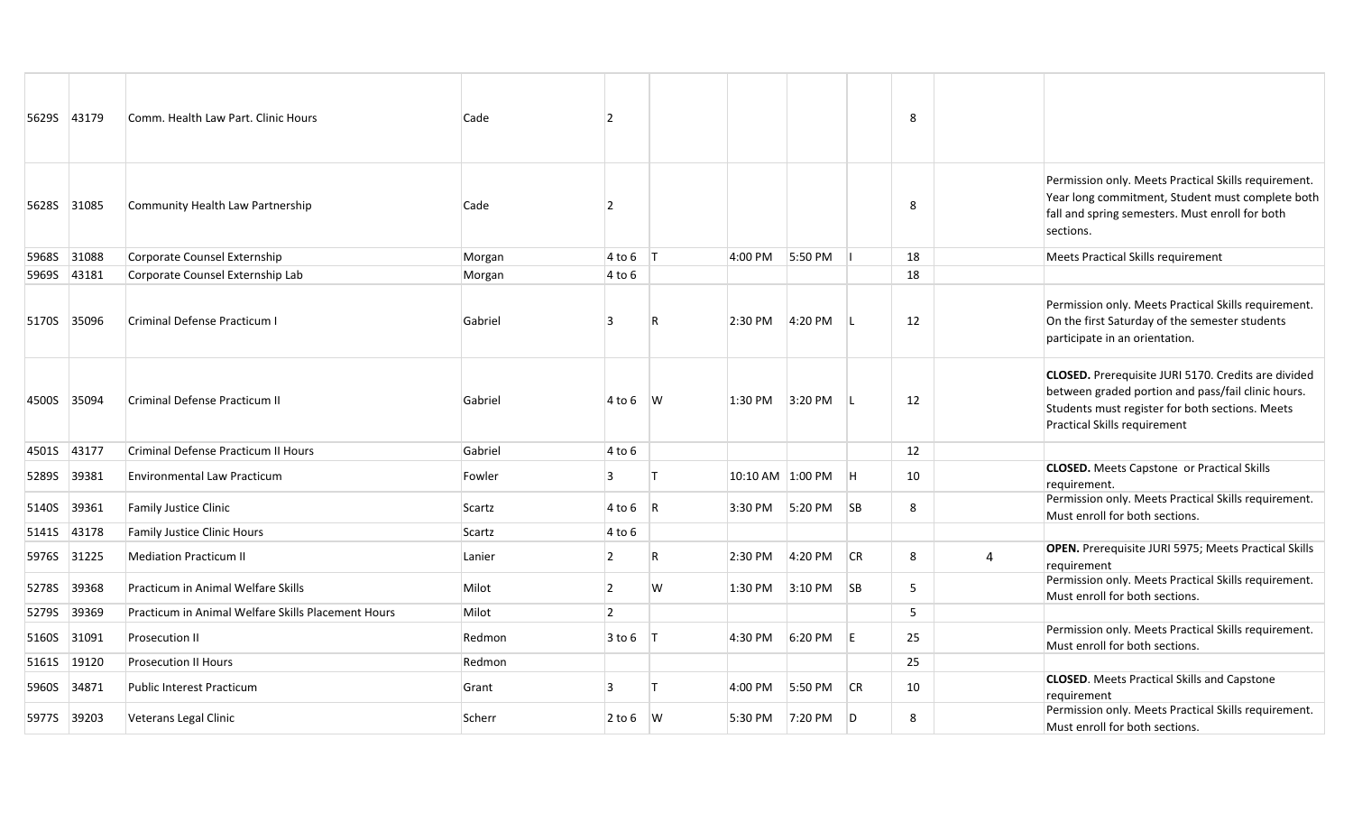| | | | | | | | | | | | |
|---|---|---|---|---|---|---|---|---|---|---|---|
| 5629S | 43179 | Comm. Health Law Part. Clinic Hours | Cade | 2 | | | | | 8 | | |
| 5628S | 31085 | Community Health Law Partnership | Cade | 2 | | | | | 8 | | Permission only. Meets Practical Skills requirement. Year long commitment, Student must complete both fall and spring semesters. Must enroll for both sections. |
| 5968S | 31088 | Corporate Counsel Externship | Morgan | 4 to 6 | T | 4:00 PM | 5:50 PM | I | 18 | | Meets Practical Skills requirement |
| 5969S | 43181 | Corporate Counsel Externship Lab | Morgan | 4 to 6 | | | | | 18 | | |
| 5170S | 35096 | Criminal Defense Practicum I | Gabriel | 3 | R | 2:30 PM | 4:20 PM | L | 12 | | Permission only. Meets Practical Skills requirement. On the first Saturday of the semester students participate in an orientation. |
| 4500S | 35094 | Criminal Defense Practicum II | Gabriel | 4 to 6 | W | 1:30 PM | 3:20 PM | L | 12 | | **CLOSED.** Prerequisite JURI 5170. Credits are divided between graded portion and pass/fail clinic hours. Students must register for both sections. Meets Practical Skills requirement |
| 4501S | 43177 | Criminal Defense Practicum II Hours | Gabriel | 4 to 6 | | | | | 12 | | |
| 5289S | 39381 | Environmental Law Practicum | Fowler | 3 | T | 10:10 AM | 1:00 PM | H | 10 | | **CLOSED.** Meets Capstone or Practical Skills requirement. |
| 5140S | 39361 | Family Justice Clinic | Scartz | 4 to 6 | R | 3:30 PM | 5:20 PM | SB | 8 | | Permission only. Meets Practical Skills requirement. Must enroll for both sections. |
| 5141S | 43178 | Family Justice Clinic Hours | Scartz | 4 to 6 | | | | | | | |
| 5976S | 31225 | Mediation Practicum II | Lanier | 2 | R | 2:30 PM | 4:20 PM | CR | 8 | 4 | **OPEN.** Prerequisite JURI 5975; Meets Practical Skills requirement |
| 5278S | 39368 | Practicum in Animal Welfare Skills | Milot | 2 | W | 1:30 PM | 3:10 PM | SB | 5 | | Permission only. Meets Practical Skills requirement. Must enroll for both sections. |
| 5279S | 39369 | Practicum in Animal Welfare Skills Placement Hours | Milot | 2 | | | | | 5 | | |
| 5160S | 31091 | Prosecution II | Redmon | 3 to 6 | T | 4:30 PM | 6:20 PM | E | 25 | | Permission only. Meets Practical Skills requirement. Must enroll for both sections. |
| 5161S | 19120 | Prosecution II Hours | Redmon | | | | | | 25 | | |
| 5960S | 34871 | Public Interest Practicum | Grant | 3 | T | 4:00 PM | 5:50 PM | CR | 10 | | **CLOSED**. Meets Practical Skills and Capstone requirement |
| 5977S | 39203 | Veterans Legal Clinic | Scherr | 2 to 6 | W | 5:30 PM | 7:20 PM | D | 8 | | Permission only. Meets Practical Skills requirement. Must enroll for both sections. |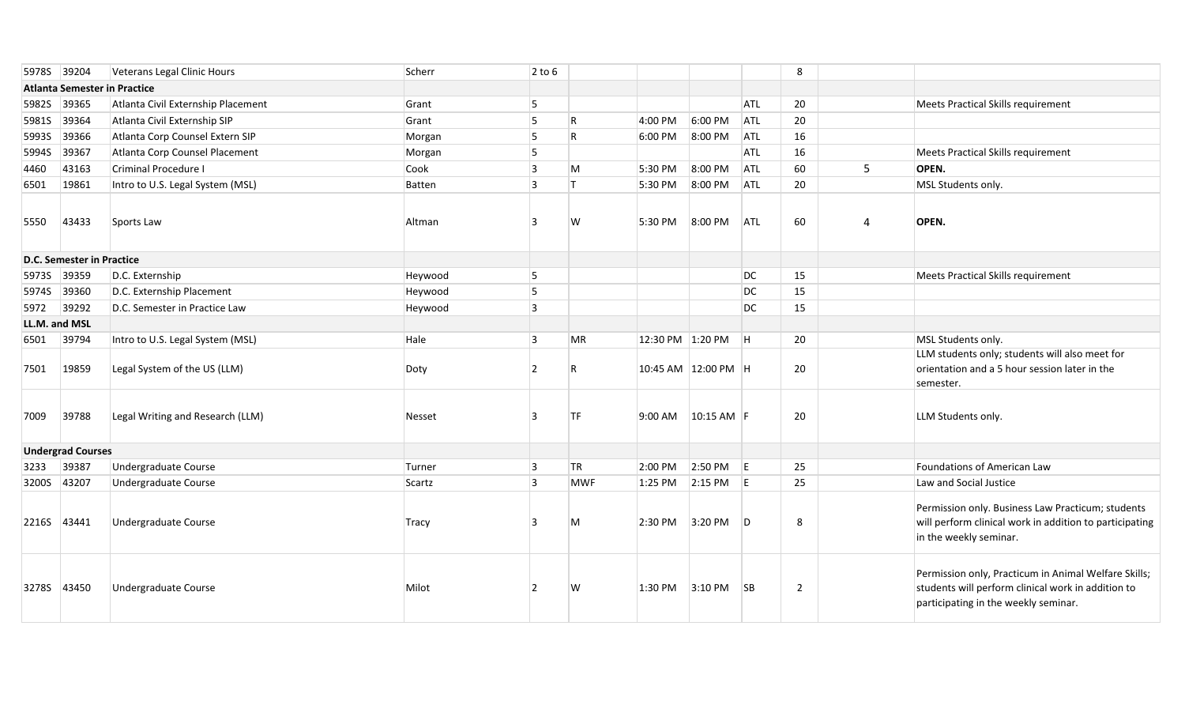| | | | | | | | | | | | |
|---|---|---|---|---|---|---|---|---|---|---|---|
| 5978S | 39204 | Veterans Legal Clinic Hours | Scherr | 2 to 6 | | | | | 8 | | |
| **Atlanta Semester in Practice** | | | | | | | | | | | |
| 5982S | 39365 | Atlanta Civil Externship Placement | Grant | 5 | | | | ATL | 20 | | Meets Practical Skills requirement |
| 5981S | 39364 | Atlanta Civil Externship SIP | Grant | 5 | R | 4:00 PM | 6:00 PM | ATL | 20 | | |
| 5993S | 39366 | Atlanta Corp Counsel Extern SIP | Morgan | 5 | R | 6:00 PM | 8:00 PM | ATL | 16 | | |
| 5994S | 39367 | Atlanta Corp Counsel Placement | Morgan | 5 | | | | ATL | 16 | | Meets Practical Skills requirement |
| 4460 | 43163 | Criminal Procedure I | Cook | 3 | M | 5:30 PM | 8:00 PM | ATL | 60 | 5 | **OPEN.** |
| 6501 | 19861 | Intro to U.S. Legal System (MSL) | Batten | 3 | T | 5:30 PM | 8:00 PM | ATL | 20 | | MSL Students only. |
| 5550 | 43433 | Sports Law | Altman | 3 | W | 5:30 PM | 8:00 PM | ATL | 60 | 4 | **OPEN.** |
| **D.C. Semester in Practice** | | | | | | | | | | | |
| 5973S | 39359 | D.C. Externship | Heywood | 5 | | | | DC | 15 | | Meets Practical Skills requirement |
| 5974S | 39360 | D.C. Externship Placement | Heywood | 5 | | | | DC | 15 | | |
| 5972 | 39292 | D.C. Semester in Practice Law | Heywood | 3 | | | | DC | 15 | | |
| **LL.M. and MSL** | | | | | | | | | | | |
| 6501 | 39794 | Intro to U.S. Legal System (MSL) | Hale | 3 | MR | 12:30 PM | 1:20 PM | H | 20 | | MSL Students only. |
| 7501 | 19859 | Legal System of the US (LLM) | Doty | 2 | R | 10:45 AM | 12:00 PM | H | 20 | | LLM students only; students will also meet for orientation and a 5 hour session later in the semester. |
| 7009 | 39788 | Legal Writing and Research (LLM) | Nesset | 3 | TF | 9:00 AM | 10:15 AM | F | 20 | | LLM Students only. |
| **Undergrad Courses** | | | | | | | | | | | |
| 3233 | 39387 | Undergraduate Course | Turner | 3 | TR | 2:00 PM | 2:50 PM | E | 25 | | Foundations of American Law |
| 3200S | 43207 | Undergraduate Course | Scartz | 3 | MWF | 1:25 PM | 2:15 PM | E | 25 | | Law and Social Justice |
| 2216S | 43441 | Undergraduate Course | Tracy | 3 | M | 2:30 PM | 3:20 PM | D | 8 | | Permission only. Business Law Practicum; students will perform clinical work in addition to participating in the weekly seminar. |
| 3278S | 43450 | Undergraduate Course | Milot | 2 | W | 1:30 PM | 3:10 PM | SB | 2 | | Permission only, Practicum in Animal Welfare Skills; students will perform clinical work in addition to participating in the weekly seminar. |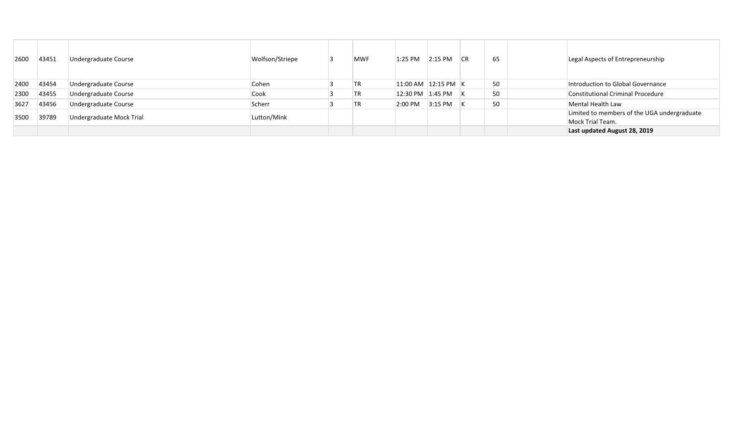| | | | | | | | | | | | |
|---|---|---|---|---|---|---|---|---|---|---|---|
| 2600 | 43451 | Undergraduate Course | Wolfson/Striepe | 3 | MWF | 1:25 PM | 2:15 PM | CR | 65 | | Legal Aspects of Entrepreneurship |
| 2400 | 43454 | Undergraduate Course | Cohen | 3 | TR | 11:00 AM | 12:15 PM | K | 50 | | Introduction to Global Governance |
| 2300 | 43455 | Undergraduate Course | Cook | 3 | TR | 12:30 PM | 1:45 PM | K | 50 | | Constitutional Criminal Procedure |
| 3627 | 43456 | Undergraduate Course | Scherr | 3 | TR | 2:00 PM | 3:15 PM | K | 50 | | Mental Health Law |
| 3500 | 39789 | Undergraduate Mock Trial | Lutton/Mink | | | | | | | | Limited to members of the UGA undergraduate Mock Trial Team. |
| | | | | | | | | | | | **Last updated August 28, 2019** |